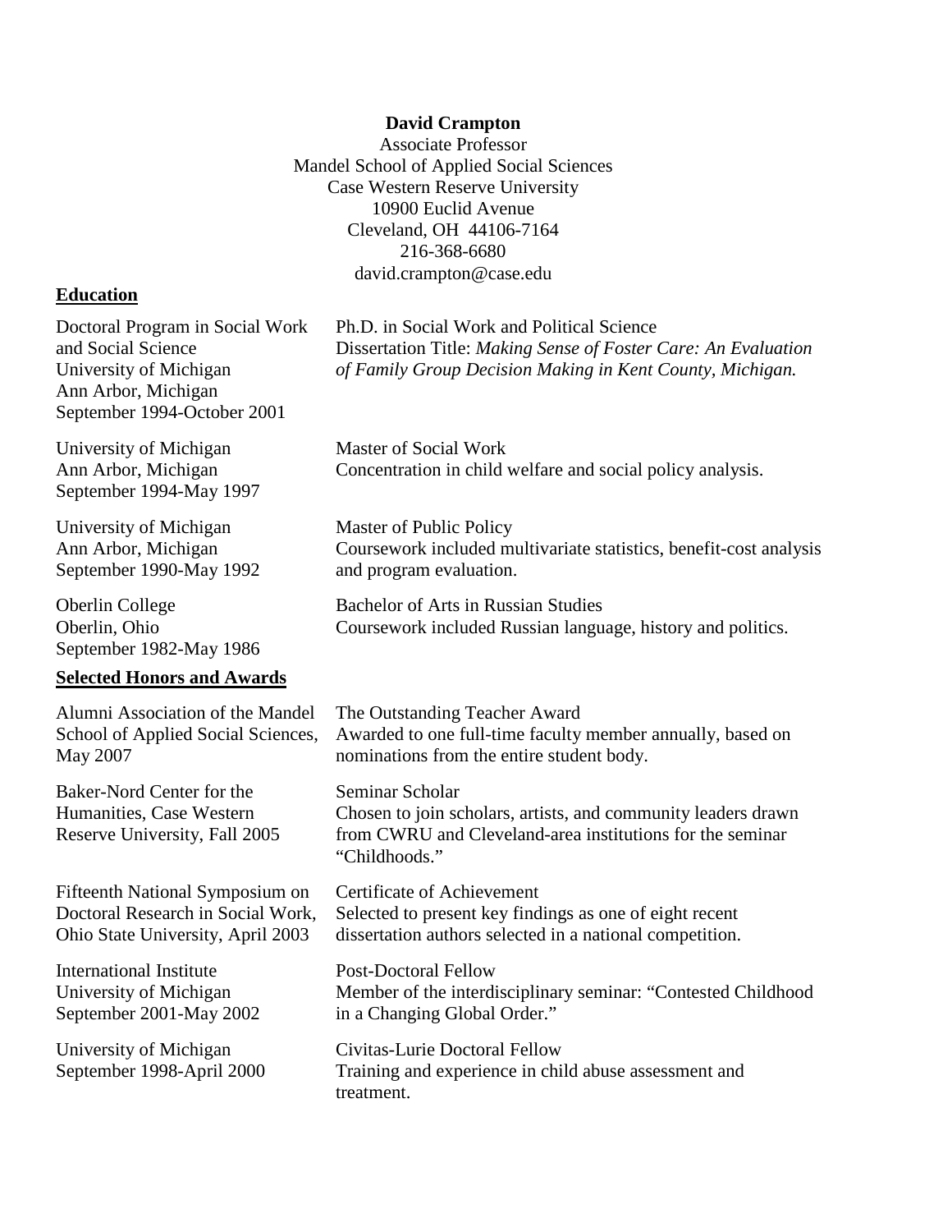**David Crampton**
Associate Professor
Mandel School of Applied Social Sciences
Case Western Reserve University
10900 Euclid Avenue
Cleveland, OH 44106-7164
216-368-6680
david.crampton@case.edu

## Education

Doctoral Program in Social Work and Social Science
University of Michigan
Ann Arbor, Michigan
September 1994-October 2001

Ph.D. in Social Work and Political Science
Dissertation Title: *Making Sense of Foster Care: An Evaluation of Family Group Decision Making in Kent County, Michigan.*

University of Michigan
Ann Arbor, Michigan
September 1994-May 1997

Master of Social Work
Concentration in child welfare and social policy analysis.

University of Michigan
Ann Arbor, Michigan
September 1990-May 1992

Master of Public Policy
Coursework included multivariate statistics, benefit-cost analysis and program evaluation.

Oberlin College
Oberlin, Ohio
September 1982-May 1986

Bachelor of Arts in Russian Studies
Coursework included Russian language, history and politics.

## Selected Honors and Awards

Alumni Association of the Mandel School of Applied Social Sciences, May 2007

The Outstanding Teacher Award
Awarded to one full-time faculty member annually, based on nominations from the entire student body.

Baker-Nord Center for the Humanities, Case Western Reserve University, Fall 2005

Seminar Scholar
Chosen to join scholars, artists, and community leaders drawn from CWRU and Cleveland-area institutions for the seminar "Childhoods."

Fifteenth National Symposium on Doctoral Research in Social Work, Ohio State University, April 2003

Certificate of Achievement
Selected to present key findings as one of eight recent dissertation authors selected in a national competition.

International Institute
University of Michigan
September 2001-May 2002

Post-Doctoral Fellow
Member of the interdisciplinary seminar: "Contested Childhood in a Changing Global Order."

University of Michigan
September 1998-April 2000

Civitas-Lurie Doctoral Fellow
Training and experience in child abuse assessment and treatment.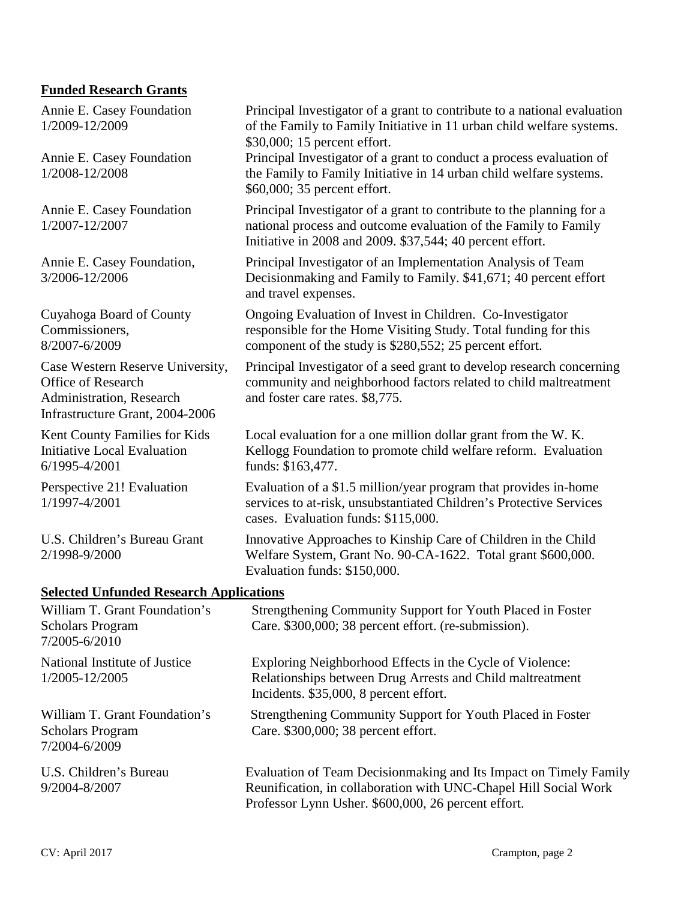**Funded Research Grants**

| | |
|---|---|
| Annie E. Casey Foundation<br>1/2009-12/2009 | Principal Investigator of a grant to contribute to a national evaluation of the Family to Family Initiative in 11 urban child welfare systems. $30,000; 15 percent effort. |
| Annie E. Casey Foundation<br>1/2008-12/2008 | Principal Investigator of a grant to conduct a process evaluation of the Family to Family Initiative in 14 urban child welfare systems. $60,000; 35 percent effort. |
| Annie E. Casey Foundation<br>1/2007-12/2007 | Principal Investigator of a grant to contribute to the planning for a national process and outcome evaluation of the Family to Family Initiative in 2008 and 2009. $37,544; 40 percent effort. |
| Annie E. Casey Foundation,<br>3/2006-12/2006 | Principal Investigator of an Implementation Analysis of Team Decisionmaking and Family to Family. $41,671; 40 percent effort and travel expenses. |
| Cuyahoga Board of County Commissioners,<br>8/2007-6/2009 | Ongoing Evaluation of Invest in Children. Co-Investigator responsible for the Home Visiting Study. Total funding for this component of the study is $280,552; 25 percent effort. |
| Case Western Reserve University, Office of Research Administration, Research Infrastructure Grant, 2004-2006 | Principal Investigator of a seed grant to develop research concerning community and neighborhood factors related to child maltreatment and foster care rates. $8,775. |
| Kent County Families for Kids Initiative Local Evaluation<br>6/1995-4/2001 | Local evaluation for a one million dollar grant from the W. K. Kellogg Foundation to promote child welfare reform. Evaluation funds: $163,477. |
| Perspective 21! Evaluation<br>1/1997-4/2001 | Evaluation of a $1.5 million/year program that provides in-home services to at-risk, unsubstantiated Children's Protective Services cases. Evaluation funds: $115,000. |
| U.S. Children's Bureau Grant<br>2/1998-9/2000 | Innovative Approaches to Kinship Care of Children in the Child Welfare System, Grant No. 90-CA-1622. Total grant $600,000. Evaluation funds: $150,000. |

**Selected Unfunded Research Applications**

| | |
|---|---|
| William T. Grant Foundation's Scholars Program<br>7/2005-6/2010 | Strengthening Community Support for Youth Placed in Foster Care. $300,000; 38 percent effort. (re-submission). |
| National Institute of Justice<br>1/2005-12/2005 | Exploring Neighborhood Effects in the Cycle of Violence: Relationships between Drug Arrests and Child maltreatment Incidents. $35,000, 8 percent effort. |
| William T. Grant Foundation's Scholars Program<br>7/2004-6/2009 | Strengthening Community Support for Youth Placed in Foster Care. $300,000; 38 percent effort. |
| U.S. Children's Bureau<br>9/2004-8/2007 | Evaluation of Team Decisionmaking and Its Impact on Timely Family Reunification, in collaboration with UNC-Chapel Hill Social Work Professor Lynn Usher. $600,000, 26 percent effort. |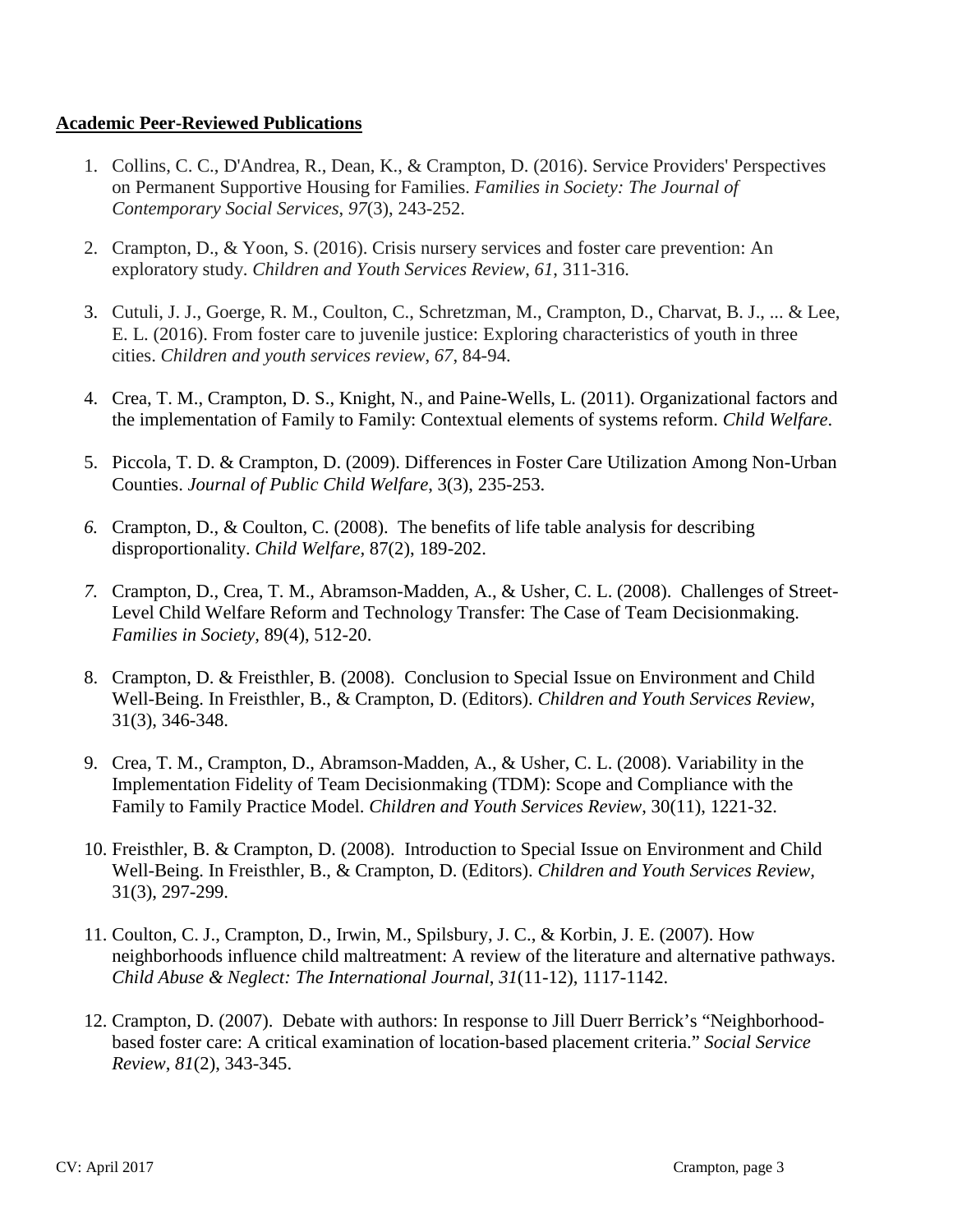**Academic Peer-Reviewed Publications**

1. Collins, C. C., D'Andrea, R., Dean, K., & Crampton, D. (2016). Service Providers' Perspectives on Permanent Supportive Housing for Families. *Families in Society: The Journal of Contemporary Social Services*, *97*(3), 243-252.

2. Crampton, D., & Yoon, S. (2016). Crisis nursery services and foster care prevention: An exploratory study. *Children and Youth Services Review*, *61*, 311-316.

3. Cutuli, J. J., Goerge, R. M., Coulton, C., Schretzman, M., Crampton, D., Charvat, B. J., ... & Lee, E. L. (2016). From foster care to juvenile justice: Exploring characteristics of youth in three cities. *Children and youth services review*, *67*, 84-94.

4. Crea, T. M., Crampton, D. S., Knight, N., and Paine-Wells, L. (2011). Organizational factors and the implementation of Family to Family: Contextual elements of systems reform. *Child Welfare*.

5. Piccola, T. D. & Crampton, D. (2009). Differences in Foster Care Utilization Among Non-Urban Counties. *Journal of Public Child Welfare*, 3(3), 235-253.

6. Crampton, D., & Coulton, C. (2008). The benefits of life table analysis for describing disproportionality. *Child Welfare*, 87(2), 189-202.

7. Crampton, D., Crea, T. M., Abramson-Madden, A., & Usher, C. L. (2008). Challenges of Street-Level Child Welfare Reform and Technology Transfer: The Case of Team Decisionmaking. *Families in Society*, 89(4), 512-20.

8. Crampton, D. & Freisthler, B. (2008). Conclusion to Special Issue on Environment and Child Well-Being. In Freisthler, B., & Crampton, D. (Editors). *Children and Youth Services Review*, 31(3), 346-348.

9. Crea, T. M., Crampton, D., Abramson-Madden, A., & Usher, C. L. (2008). Variability in the Implementation Fidelity of Team Decisionmaking (TDM): Scope and Compliance with the Family to Family Practice Model. *Children and Youth Services Review*, 30(11), 1221-32.

10. Freisthler, B. & Crampton, D. (2008). Introduction to Special Issue on Environment and Child Well-Being. In Freisthler, B., & Crampton, D. (Editors). *Children and Youth Services Review*, 31(3), 297-299.

11. Coulton, C. J., Crampton, D., Irwin, M., Spilsbury, J. C., & Korbin, J. E. (2007). How neighborhoods influence child maltreatment: A review of the literature and alternative pathways. *Child Abuse & Neglect: The International Journal*, *31*(11-12), 1117-1142.

12. Crampton, D. (2007). Debate with authors: In response to Jill Duerr Berrick's "Neighborhood-based foster care: A critical examination of location-based placement criteria." *Social Service Review*, *81*(2), 343-345.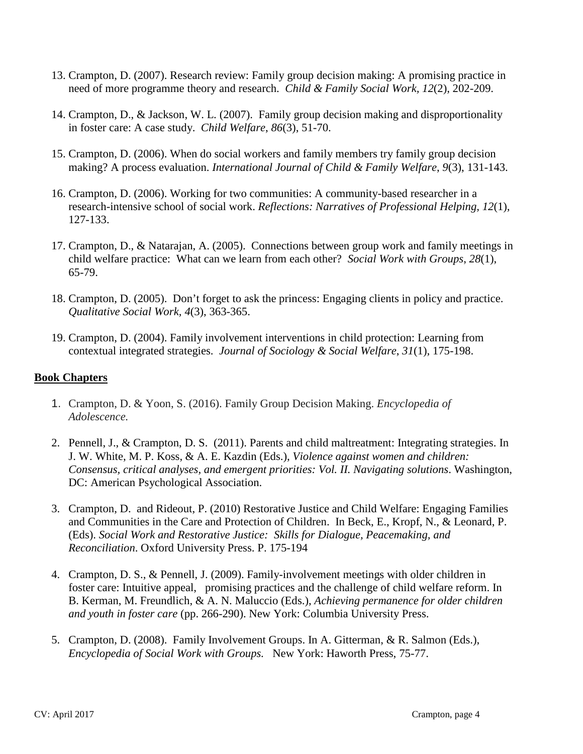13. Crampton, D. (2007). Research review: Family group decision making: A promising practice in need of more programme theory and research. *Child & Family Social Work, 12*(2), 202-209.

14. Crampton, D., & Jackson, W. L. (2007). Family group decision making and disproportionality in foster care: A case study. *Child Welfare*, *86*(3), 51-70.

15. Crampton, D. (2006). When do social workers and family members try family group decision making? A process evaluation. *International Journal of Child & Family Welfare*, *9*(3), 131-143.

16. Crampton, D. (2006). Working for two communities: A community-based researcher in a research-intensive school of social work. *Reflections: Narratives of Professional Helping, 12*(1), 127-133.

17. Crampton, D., & Natarajan, A. (2005). Connections between group work and family meetings in child welfare practice: What can we learn from each other? *Social Work with Groups*, *28*(1), 65-79.

18. Crampton, D. (2005). Don't forget to ask the princess: Engaging clients in policy and practice. *Qualitative Social Work, 4*(3), 363-365.

19. Crampton, D. (2004). Family involvement interventions in child protection: Learning from contextual integrated strategies. *Journal of Sociology & Social Welfare*, *31*(1), 175-198.

**Book Chapters**

1. Crampton, D. & Yoon, S. (2016). Family Group Decision Making. *Encyclopedia of Adolescence.*

2. Pennell, J., & Crampton, D. S. (2011). Parents and child maltreatment: Integrating strategies. In J. W. White, M. P. Koss, & A. E. Kazdin (Eds.), *Violence against women and children: Consensus, critical analyses, and emergent priorities: Vol. II. Navigating solutions*. Washington, DC: American Psychological Association.

3. Crampton, D. and Rideout, P. (2010) Restorative Justice and Child Welfare: Engaging Families and Communities in the Care and Protection of Children. In Beck, E., Kropf, N., & Leonard, P. (Eds). *Social Work and Restorative Justice: Skills for Dialogue, Peacemaking, and Reconciliation*. Oxford University Press. P. 175-194

4. Crampton, D. S., & Pennell, J. (2009). Family-involvement meetings with older children in foster care: Intuitive appeal, promising practices and the challenge of child welfare reform. In B. Kerman, M. Freundlich, & A. N. Maluccio (Eds.), *Achieving permanence for older children and youth in foster care* (pp. 266-290). New York: Columbia University Press.

5. Crampton, D. (2008). Family Involvement Groups. In A. Gitterman, & R. Salmon (Eds.), *Encyclopedia of Social Work with Groups.* New York: Haworth Press, 75-77.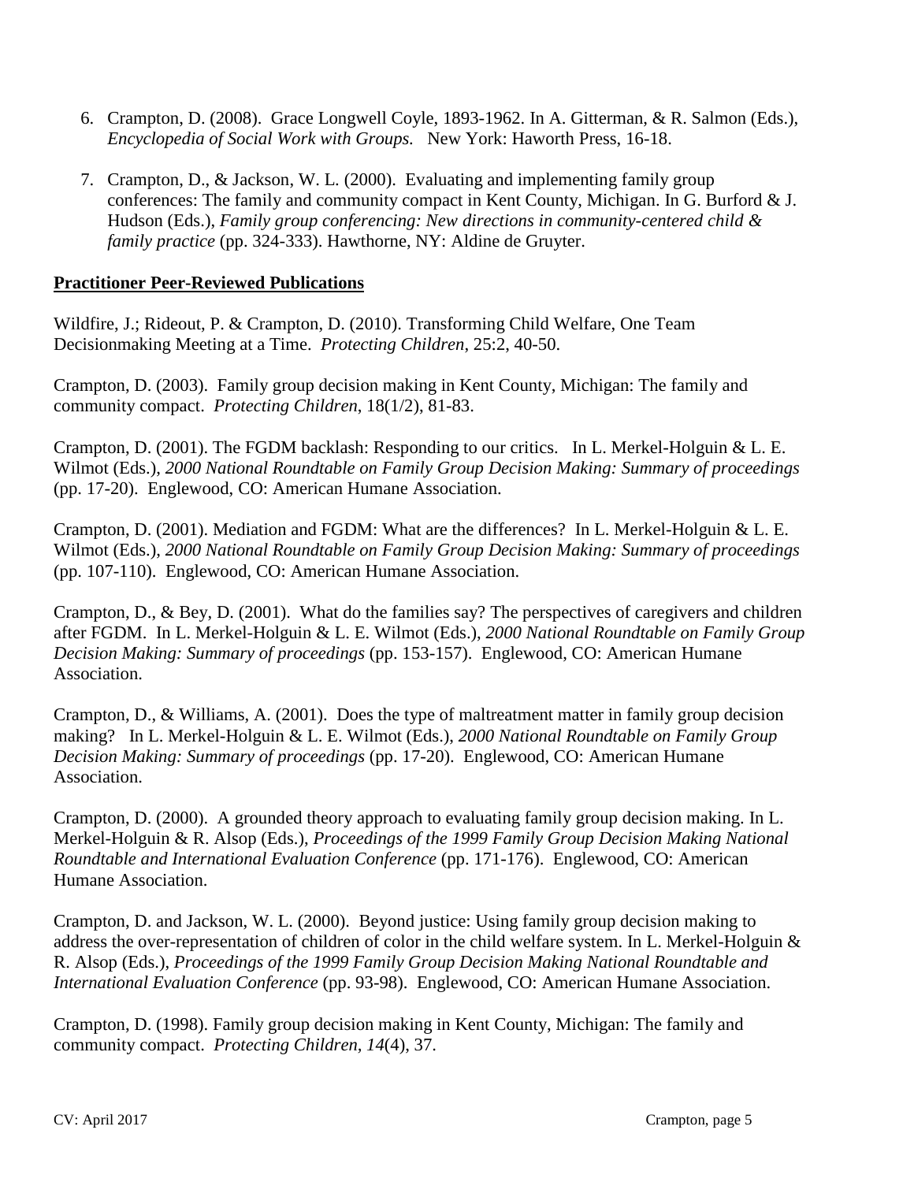6. Crampton, D. (2008). Grace Longwell Coyle, 1893-1962. In A. Gitterman, & R. Salmon (Eds.), *Encyclopedia of Social Work with Groups.* New York: Haworth Press, 16-18.

7. Crampton, D., & Jackson, W. L. (2000). Evaluating and implementing family group conferences: The family and community compact in Kent County, Michigan. In G. Burford & J. Hudson (Eds.), *Family group conferencing: New directions in community-centered child & family practice* (pp. 324-333). Hawthorne, NY: Aldine de Gruyter.

**<u>Practitioner Peer-Reviewed Publications</u>**

Wildfire, J.; Rideout, P. & Crampton, D. (2010). Transforming Child Welfare, One Team Decisionmaking Meeting at a Time. *Protecting Children*, 25:2, 40-50.

Crampton, D. (2003). Family group decision making in Kent County, Michigan: The family and community compact. *Protecting Children*, 18(1/2), 81-83.

Crampton, D. (2001). The FGDM backlash: Responding to our critics. In L. Merkel-Holguin & L. E. Wilmot (Eds.), *2000 National Roundtable on Family Group Decision Making: Summary of proceedings* (pp. 17-20). Englewood, CO: American Humane Association.

Crampton, D. (2001). Mediation and FGDM: What are the differences? In L. Merkel-Holguin & L. E. Wilmot (Eds.), *2000 National Roundtable on Family Group Decision Making: Summary of proceedings* (pp. 107-110). Englewood, CO: American Humane Association.

Crampton, D., & Bey, D. (2001). What do the families say? The perspectives of caregivers and children after FGDM. In L. Merkel-Holguin & L. E. Wilmot (Eds.), *2000 National Roundtable on Family Group Decision Making: Summary of proceedings* (pp. 153-157). Englewood, CO: American Humane Association.

Crampton, D., & Williams, A. (2001). Does the type of maltreatment matter in family group decision making? In L. Merkel-Holguin & L. E. Wilmot (Eds.), *2000 National Roundtable on Family Group Decision Making: Summary of proceedings* (pp. 17-20). Englewood, CO: American Humane Association.

Crampton, D. (2000). A grounded theory approach to evaluating family group decision making. In L. Merkel-Holguin & R. Alsop (Eds.), *Proceedings of the 1999 Family Group Decision Making National Roundtable and International Evaluation Conference* (pp. 171-176). Englewood, CO: American Humane Association.

Crampton, D. and Jackson, W. L. (2000). Beyond justice: Using family group decision making to address the over-representation of children of color in the child welfare system. In L. Merkel-Holguin & R. Alsop (Eds.), *Proceedings of the 1999 Family Group Decision Making National Roundtable and International Evaluation Conference* (pp. 93-98). Englewood, CO: American Humane Association.

Crampton, D. (1998). Family group decision making in Kent County, Michigan: The family and community compact. *Protecting Children, 14*(4), 37.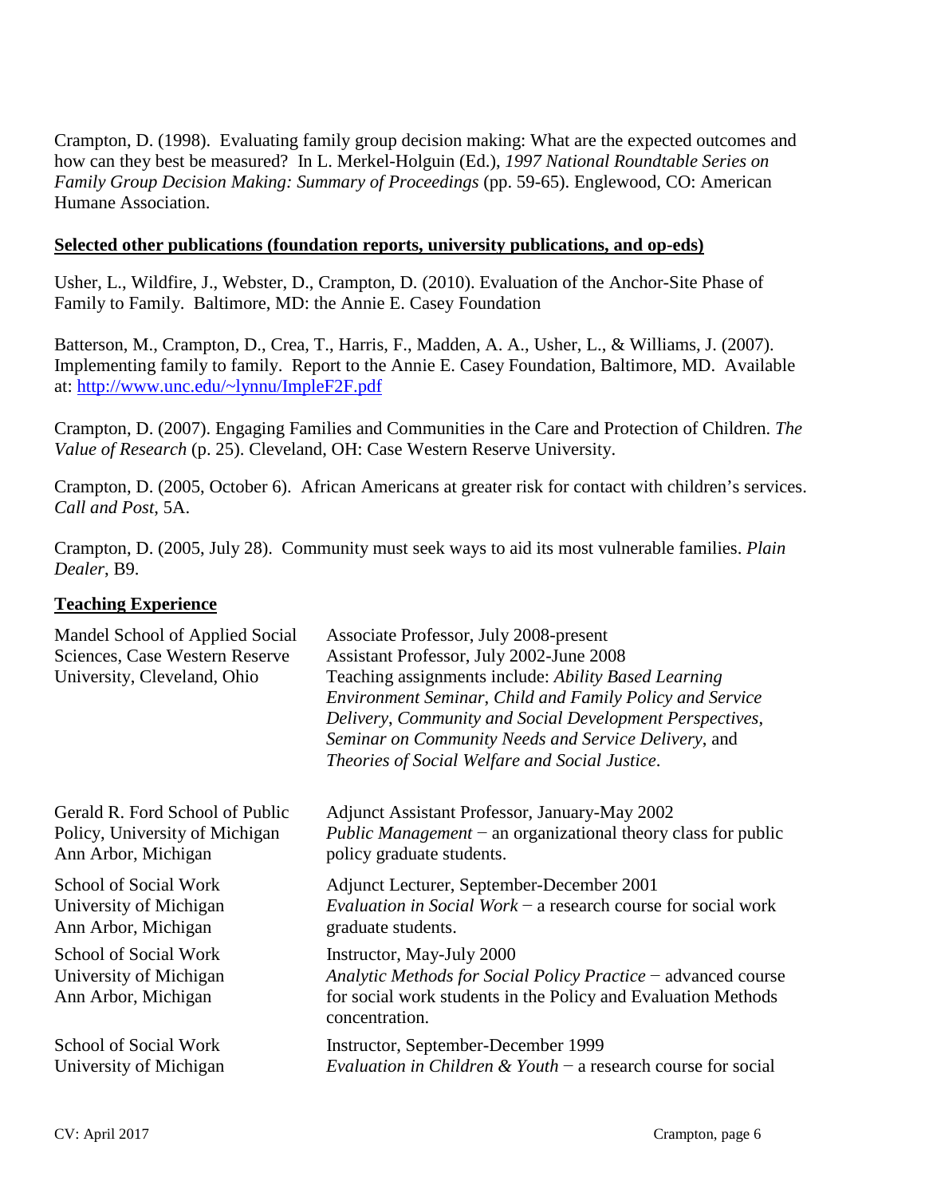Crampton, D. (1998). Evaluating family group decision making: What are the expected outcomes and how can they best be measured? In L. Merkel-Holguin (Ed.), *1997 National Roundtable Series on Family Group Decision Making: Summary of Proceedings* (pp. 59-65). Englewood, CO: American Humane Association.

**Selected other publications (foundation reports, university publications, and op-eds)**

Usher, L., Wildfire, J., Webster, D., Crampton, D. (2010). Evaluation of the Anchor-Site Phase of Family to Family. Baltimore, MD: the Annie E. Casey Foundation

Batterson, M., Crampton, D., Crea, T., Harris, F., Madden, A. A., Usher, L., & Williams, J. (2007). Implementing family to family. Report to the Annie E. Casey Foundation, Baltimore, MD. Available at: [http://www.unc.edu/~lynnu/ImpleF2F.pdf](http://www.unc.edu/~lynnu/ImpleF2F.pdf)

Crampton, D. (2007). Engaging Families and Communities in the Care and Protection of Children. *The Value of Research* (p. 25). Cleveland, OH: Case Western Reserve University.

Crampton, D. (2005, October 6). African Americans at greater risk for contact with children's services. *Call and Post*, 5A.

Crampton, D. (2005, July 28). Community must seek ways to aid its most vulnerable families. *Plain Dealer*, B9.

**Teaching Experience**

| | |
|---|---|
| Mandel School of Applied Social Sciences, Case Western Reserve University, Cleveland, Ohio | Associate Professor, July 2008-present<br>Assistant Professor, July 2002-June 2008<br>Teaching assignments include: *Ability Based Learning Environment Seminar*, *Child and Family Policy and Service Delivery*, *Community and Social Development Perspectives*, *Seminar on Community Needs and Service Delivery*, and *Theories of Social Welfare and Social Justice*. |
| Gerald R. Ford School of Public Policy, University of Michigan Ann Arbor, Michigan | Adjunct Assistant Professor, January-May 2002<br>*Public Management* − an organizational theory class for public policy graduate students. |
| School of Social Work University of Michigan Ann Arbor, Michigan | Adjunct Lecturer, September-December 2001<br>*Evaluation in Social Work* − a research course for social work graduate students. |
| School of Social Work University of Michigan Ann Arbor, Michigan | Instructor, May-July 2000<br>*Analytic Methods for Social Policy Practice* − advanced course for social work students in the Policy and Evaluation Methods concentration. |
| School of Social Work University of Michigan | Instructor, September-December 1999<br>*Evaluation in Children & Youth* − a research course for social |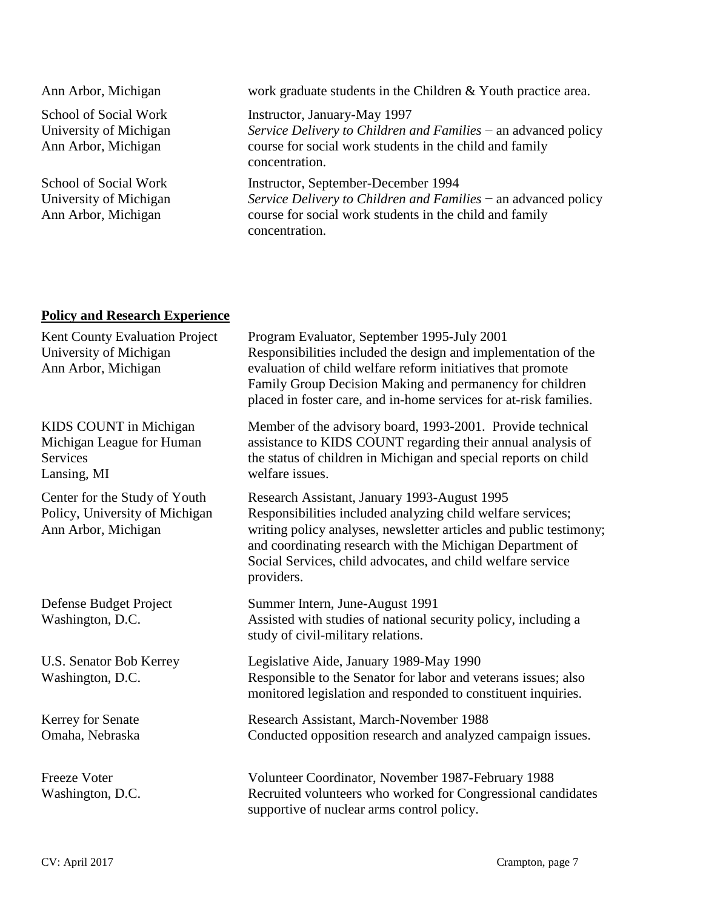Ann Arbor, Michigan — work graduate students in the Children & Youth practice area.

School of Social Work
University of Michigan
Ann Arbor, Michigan

Instructor, January-May 1997
*Service Delivery to Children and Families* − an advanced policy course for social work students in the child and family concentration.

School of Social Work
University of Michigan
Ann Arbor, Michigan

Instructor, September-December 1994
*Service Delivery to Children and Families* − an advanced policy course for social work students in the child and family concentration.

## **Policy and Research Experience**

Kent County Evaluation Project
University of Michigan
Ann Arbor, Michigan

Program Evaluator, September 1995-July 2001
Responsibilities included the design and implementation of the evaluation of child welfare reform initiatives that promote Family Group Decision Making and permanency for children placed in foster care, and in-home services for at-risk families.

KIDS COUNT in Michigan
Michigan League for Human Services
Lansing, MI

Member of the advisory board, 1993-2001. Provide technical assistance to KIDS COUNT regarding their annual analysis of the status of children in Michigan and special reports on child welfare issues.

Center for the Study of Youth Policy, University of Michigan
Ann Arbor, Michigan

Research Assistant, January 1993-August 1995
Responsibilities included analyzing child welfare services; writing policy analyses, newsletter articles and public testimony; and coordinating research with the Michigan Department of Social Services, child advocates, and child welfare service providers.

Defense Budget Project
Washington, D.C.

Summer Intern, June-August 1991
Assisted with studies of national security policy, including a study of civil-military relations.

U.S. Senator Bob Kerrey
Washington, D.C.

Legislative Aide, January 1989-May 1990
Responsible to the Senator for labor and veterans issues; also monitored legislation and responded to constituent inquiries.

Kerrey for Senate
Omaha, Nebraska

Research Assistant, March-November 1988
Conducted opposition research and analyzed campaign issues.

Freeze Voter
Washington, D.C.

Volunteer Coordinator, November 1987-February 1988
Recruited volunteers who worked for Congressional candidates supportive of nuclear arms control policy.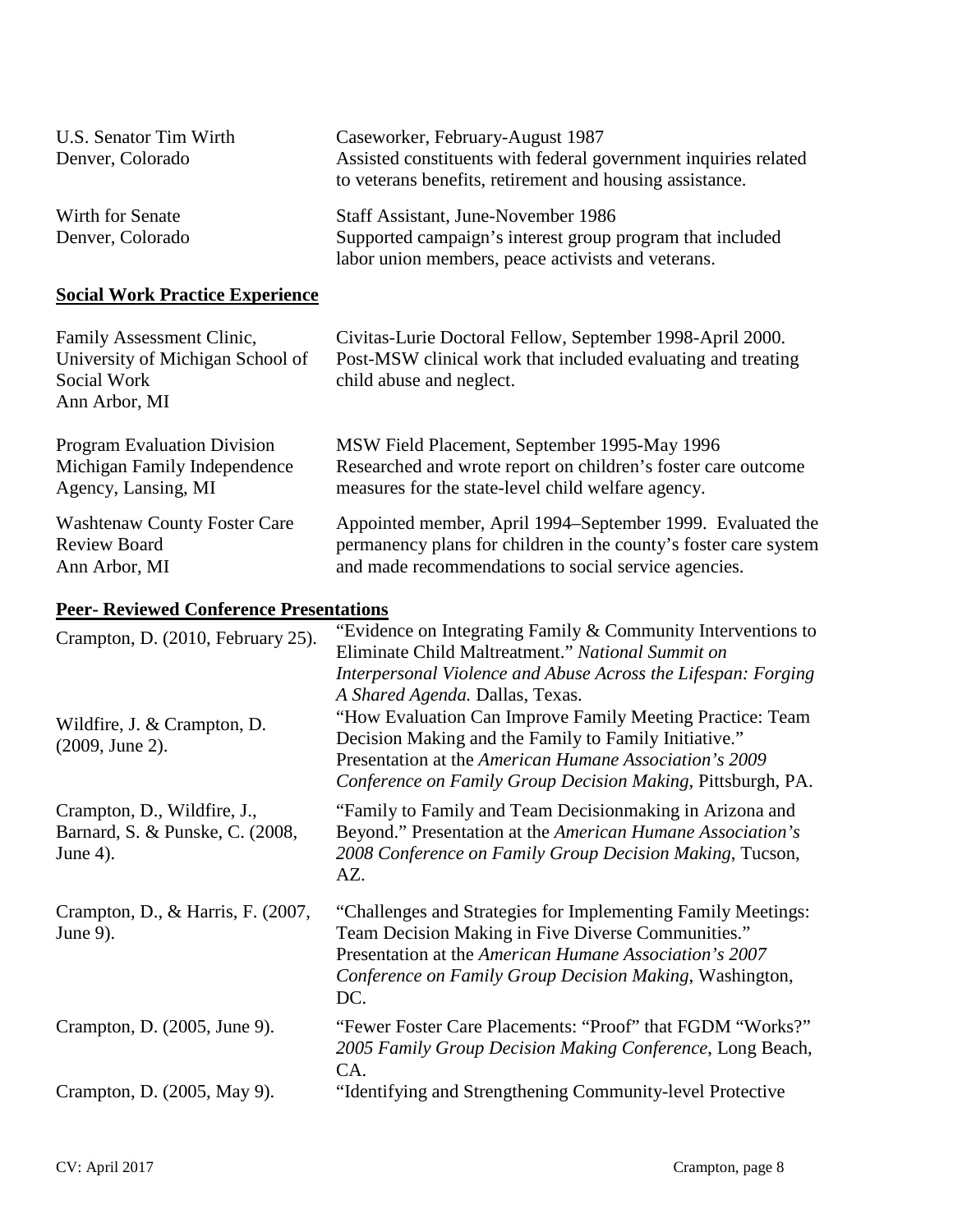U.S. Senator Tim Wirth
Denver, Colorado

Caseworker, February-August 1987
Assisted constituents with federal government inquiries related to veterans benefits, retirement and housing assistance.

Wirth for Senate
Denver, Colorado

Staff Assistant, June-November 1986
Supported campaign's interest group program that included labor union members, peace activists and veterans.

## Social Work Practice Experience

Family Assessment Clinic,
University of Michigan School of Social Work
Ann Arbor, MI

Civitas-Lurie Doctoral Fellow, September 1998-April 2000.
Post-MSW clinical work that included evaluating and treating child abuse and neglect.

Program Evaluation Division
Michigan Family Independence Agency, Lansing, MI

MSW Field Placement, September 1995-May 1996
Researched and wrote report on children's foster care outcome measures for the state-level child welfare agency.

Washtenaw County Foster Care Review Board
Ann Arbor, MI

Appointed member, April 1994–September 1999. Evaluated the permanency plans for children in the county's foster care system and made recommendations to social service agencies.

## Peer- Reviewed Conference Presentations

Crampton, D. (2010, February 25). "Evidence on Integrating Family & Community Interventions to Eliminate Child Maltreatment." *National Summit on Interpersonal Violence and Abuse Across the Lifespan: Forging A Shared Agenda.* Dallas, Texas.

Wildfire, J. & Crampton, D. (2009, June 2). "How Evaluation Can Improve Family Meeting Practice: Team Decision Making and the Family to Family Initiative." Presentation at the *American Humane Association's 2009 Conference on Family Group Decision Making*, Pittsburgh, PA.

Crampton, D., Wildfire, J., Barnard, S. & Punske, C. (2008, June 4). "Family to Family and Team Decisionmaking in Arizona and Beyond." Presentation at the *American Humane Association's 2008 Conference on Family Group Decision Making*, Tucson, AZ.

Crampton, D., & Harris, F. (2007, June 9). "Challenges and Strategies for Implementing Family Meetings: Team Decision Making in Five Diverse Communities." Presentation at the *American Humane Association's 2007 Conference on Family Group Decision Making*, Washington, DC.

Crampton, D. (2005, June 9). "Fewer Foster Care Placements: "Proof" that FGDM "Works?" *2005 Family Group Decision Making Conference*, Long Beach, CA.

Crampton, D. (2005, May 9). "Identifying and Strengthening Community-level Protective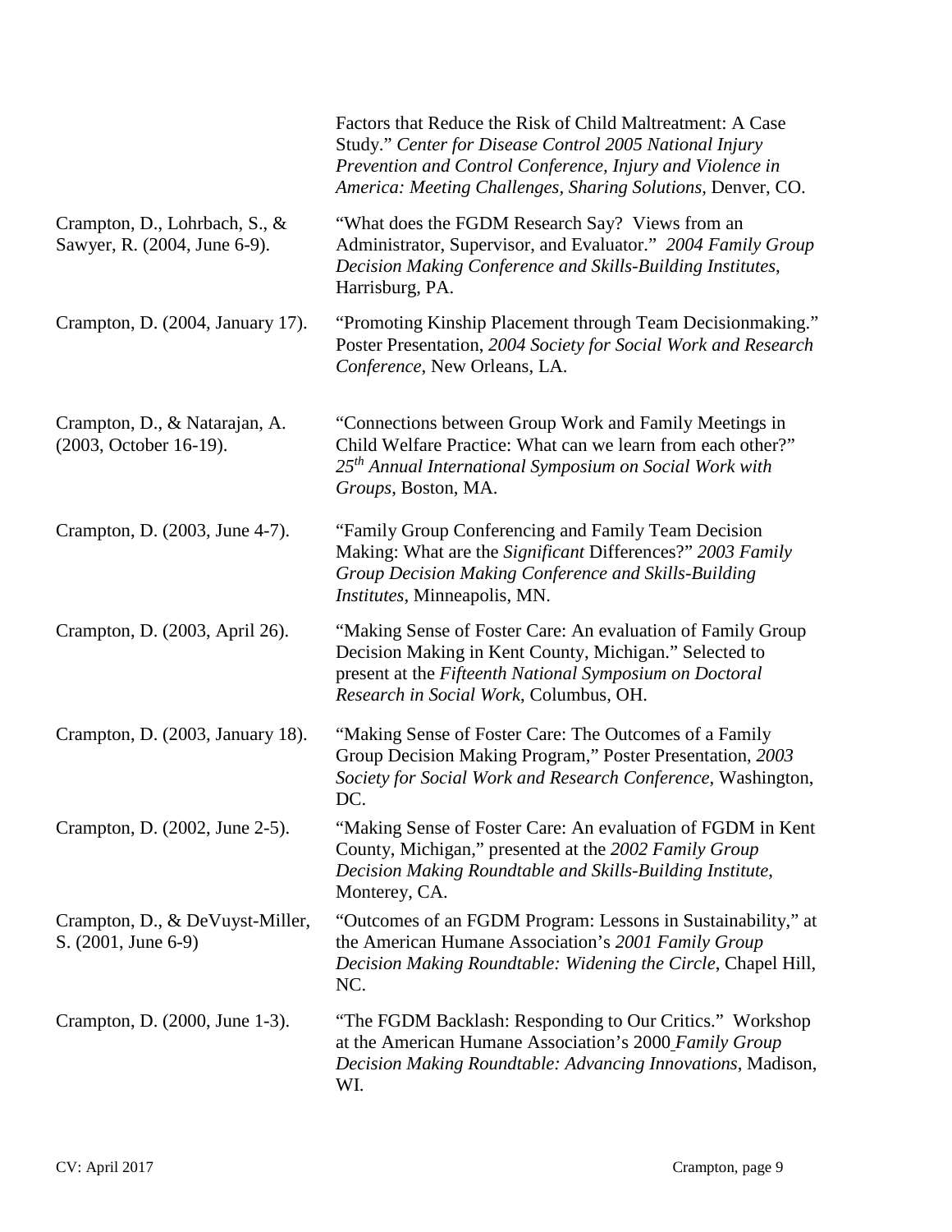Factors that Reduce the Risk of Child Maltreatment: A Case Study." *Center for Disease Control 2005 National Injury Prevention and Control Conference, Injury and Violence in America: Meeting Challenges, Sharing Solutions*, Denver, CO.

Crampton, D., Lohrbach, S., & Sawyer, R. (2004, June 6-9). "What does the FGDM Research Say? Views from an Administrator, Supervisor, and Evaluator." *2004 Family Group Decision Making Conference and Skills-Building Institutes*, Harrisburg, PA.

Crampton, D. (2004, January 17). "Promoting Kinship Placement through Team Decisionmaking." Poster Presentation, *2004 Society for Social Work and Research Conference*, New Orleans, LA.

Crampton, D., & Natarajan, A. (2003, October 16-19). "Connections between Group Work and Family Meetings in Child Welfare Practice: What can we learn from each other?" *25th Annual International Symposium on Social Work with Groups*, Boston, MA.

Crampton, D. (2003, June 4-7). "Family Group Conferencing and Family Team Decision Making: What are the *Significant* Differences?" *2003 Family Group Decision Making Conference and Skills-Building Institutes*, Minneapolis, MN.

Crampton, D. (2003, April 26). "Making Sense of Foster Care: An evaluation of Family Group Decision Making in Kent County, Michigan." Selected to present at the *Fifteenth National Symposium on Doctoral Research in Social Work*, Columbus, OH.

Crampton, D. (2003, January 18). "Making Sense of Foster Care: The Outcomes of a Family Group Decision Making Program," Poster Presentation, *2003 Society for Social Work and Research Conference*, Washington, DC.

Crampton, D. (2002, June 2-5). "Making Sense of Foster Care: An evaluation of FGDM in Kent County, Michigan," presented at the *2002 Family Group Decision Making Roundtable and Skills-Building Institute*, Monterey, CA.

Crampton, D., & DeVuyst-Miller, S. (2001, June 6-9) "Outcomes of an FGDM Program: Lessons in Sustainability," at the American Humane Association's *2001 Family Group Decision Making Roundtable: Widening the Circle*, Chapel Hill, NC.

Crampton, D. (2000, June 1-3). "The FGDM Backlash: Responding to Our Critics." Workshop at the American Humane Association's 2000 *Family Group Decision Making Roundtable: Advancing Innovations*, Madison, WI.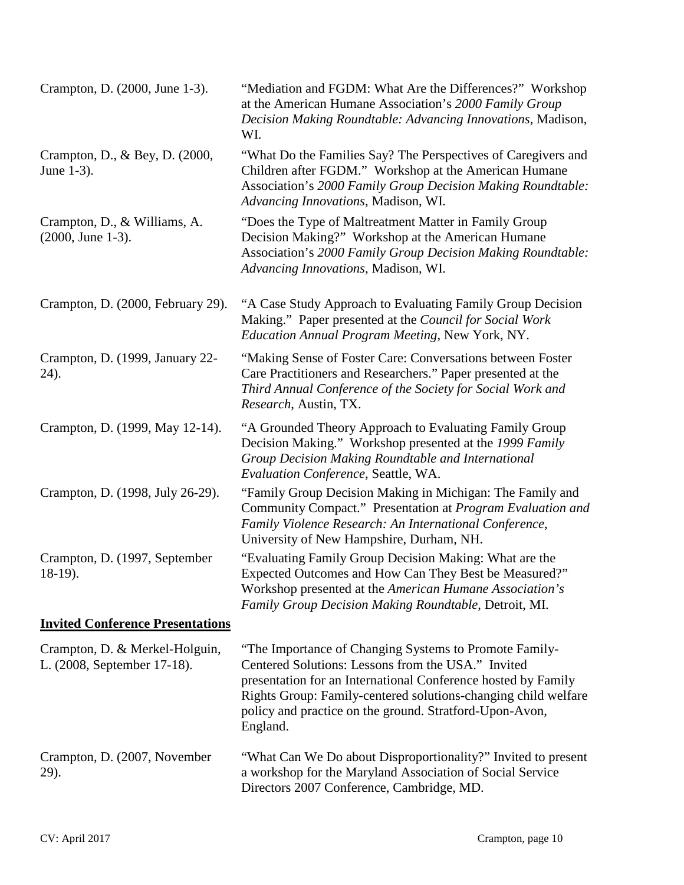Crampton, D. (2000, June 1-3). "Mediation and FGDM: What Are the Differences?" Workshop at the American Humane Association's *2000 Family Group Decision Making Roundtable: Advancing Innovations*, Madison, WI.

Crampton, D., & Bey, D. (2000, June 1-3). "What Do the Families Say? The Perspectives of Caregivers and Children after FGDM." Workshop at the American Humane Association's *2000 Family Group Decision Making Roundtable: Advancing Innovations*, Madison, WI.

Crampton, D., & Williams, A. (2000, June 1-3). "Does the Type of Maltreatment Matter in Family Group Decision Making?" Workshop at the American Humane Association's *2000 Family Group Decision Making Roundtable: Advancing Innovations*, Madison, WI.

Crampton, D. (2000, February 29). "A Case Study Approach to Evaluating Family Group Decision Making." Paper presented at the *Council for Social Work Education Annual Program Meeting*, New York, NY.

Crampton, D. (1999, January 22-24). "Making Sense of Foster Care: Conversations between Foster Care Practitioners and Researchers." Paper presented at the *Third Annual Conference of the Society for Social Work and Research*, Austin, TX.

Crampton, D. (1999, May 12-14). "A Grounded Theory Approach to Evaluating Family Group Decision Making." Workshop presented at the *1999 Family Group Decision Making Roundtable and International Evaluation Conference*, Seattle, WA.

Crampton, D. (1998, July 26-29). "Family Group Decision Making in Michigan: The Family and Community Compact." Presentation at *Program Evaluation and Family Violence Research: An International Conference*, University of New Hampshire, Durham, NH.

Crampton, D. (1997, September 18-19). "Evaluating Family Group Decision Making: What are the Expected Outcomes and How Can They Best be Measured?" Workshop presented at the *American Humane Association's Family Group Decision Making Roundtable*, Detroit, MI.

## **Invited Conference Presentations**

Crampton, D. & Merkel-Holguin, L. (2008, September 17-18). "The Importance of Changing Systems to Promote Family-Centered Solutions: Lessons from the USA." Invited presentation for an International Conference hosted by Family Rights Group: Family-centered solutions-changing child welfare policy and practice on the ground. Stratford-Upon-Avon, England.

Crampton, D. (2007, November 29). "What Can We Do about Disproportionality?" Invited to present a workshop for the Maryland Association of Social Service Directors 2007 Conference, Cambridge, MD.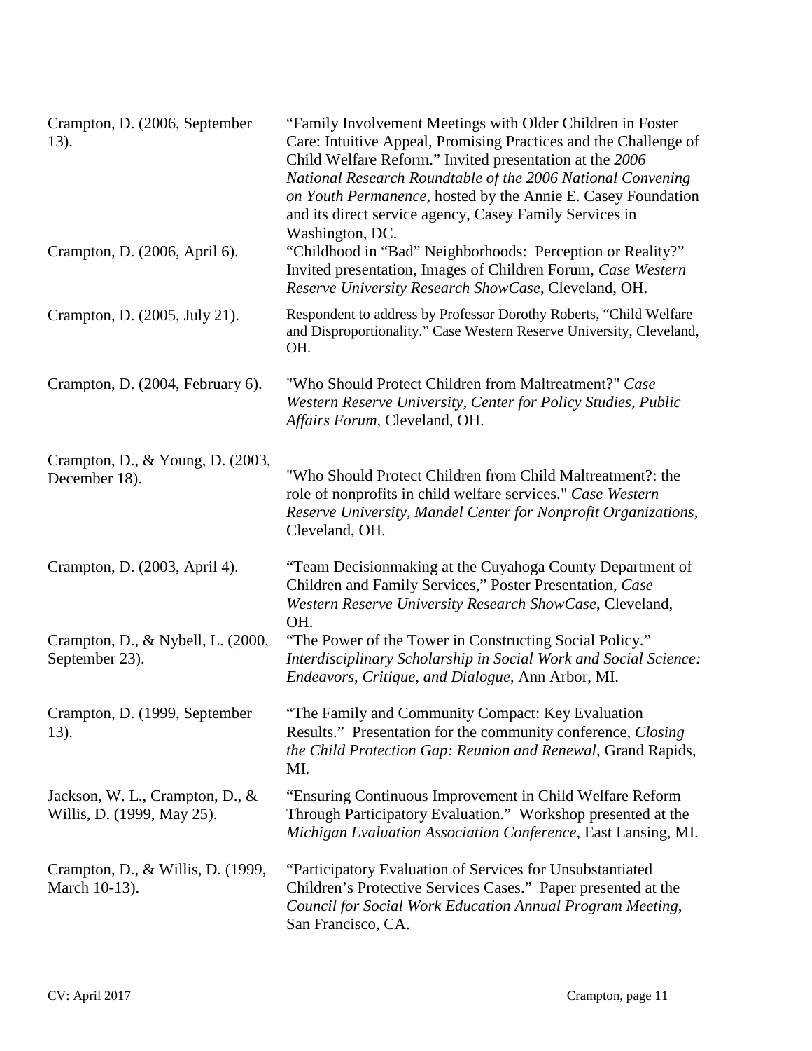Crampton, D. (2006, September 13). "Family Involvement Meetings with Older Children in Foster Care: Intuitive Appeal, Promising Practices and the Challenge of Child Welfare Reform." Invited presentation at the *2006 National Research Roundtable of the 2006 National Convening on Youth Permanence*, hosted by the Annie E. Casey Foundation and its direct service agency, Casey Family Services in Washington, DC.

Crampton, D. (2006, April 6). "Childhood in "Bad" Neighborhoods: Perception or Reality?" Invited presentation, Images of Children Forum, *Case Western Reserve University Research ShowCase*, Cleveland, OH.

Crampton, D. (2005, July 21). Respondent to address by Professor Dorothy Roberts, "Child Welfare and Disproportionality." Case Western Reserve University, Cleveland, OH.

Crampton, D. (2004, February 6). "Who Should Protect Children from Maltreatment?" *Case Western Reserve University, Center for Policy Studies, Public Affairs Forum*, Cleveland, OH.

Crampton, D., & Young, D. (2003, December 18). "Who Should Protect Children from Child Maltreatment?: the role of nonprofits in child welfare services." *Case Western Reserve University, Mandel Center for Nonprofit Organizations*, Cleveland, OH.

Crampton, D. (2003, April 4). "Team Decisionmaking at the Cuyahoga County Department of Children and Family Services," Poster Presentation, *Case Western Reserve University Research ShowCase*, Cleveland, OH.

Crampton, D., & Nybell, L. (2000, September 23). "The Power of the Tower in Constructing Social Policy." *Interdisciplinary Scholarship in Social Work and Social Science: Endeavors, Critique, and Dialogue*, Ann Arbor, MI.

Crampton, D. (1999, September 13). "The Family and Community Compact: Key Evaluation Results." Presentation for the community conference, *Closing the Child Protection Gap: Reunion and Renewal*, Grand Rapids, MI.

Jackson, W. L., Crampton, D., & Willis, D. (1999, May 25). "Ensuring Continuous Improvement in Child Welfare Reform Through Participatory Evaluation." Workshop presented at the *Michigan Evaluation Association Conference*, East Lansing, MI.

Crampton, D., & Willis, D. (1999, March 10-13). "Participatory Evaluation of Services for Unsubstantiated Children's Protective Services Cases." Paper presented at the *Council for Social Work Education Annual Program Meeting*, San Francisco, CA.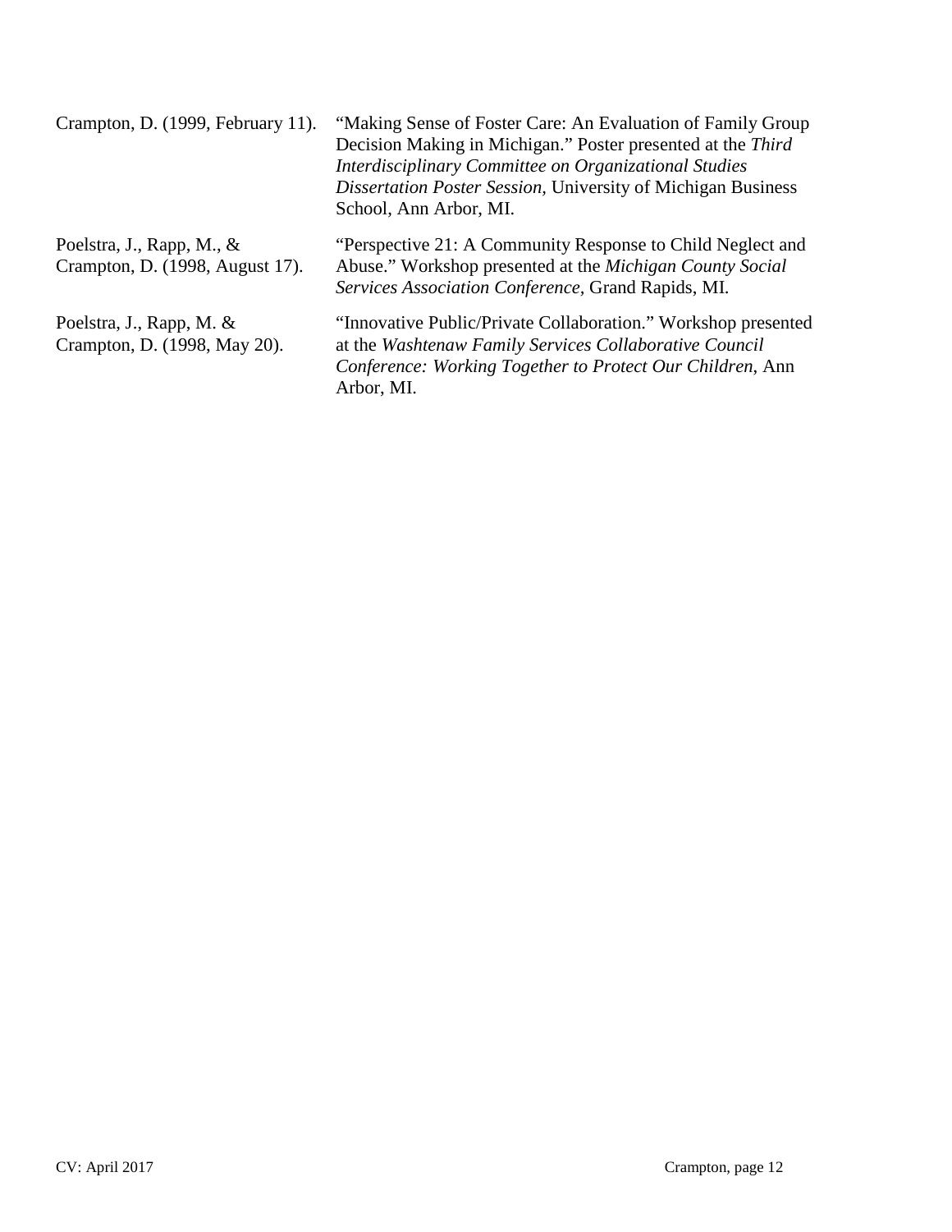Crampton, D. (1999, February 11). "Making Sense of Foster Care: An Evaluation of Family Group Decision Making in Michigan." Poster presented at the *Third Interdisciplinary Committee on Organizational Studies Dissertation Poster Session*, University of Michigan Business School, Ann Arbor, MI.

Poelstra, J., Rapp, M., & Crampton, D. (1998, August 17). "Perspective 21: A Community Response to Child Neglect and Abuse." Workshop presented at the *Michigan County Social Services Association Conference,* Grand Rapids, MI.

Poelstra, J., Rapp, M. & Crampton, D. (1998, May 20). "Innovative Public/Private Collaboration." Workshop presented at the *Washtenaw Family Services Collaborative Council Conference: Working Together to Protect Our Children*, Ann Arbor, MI.